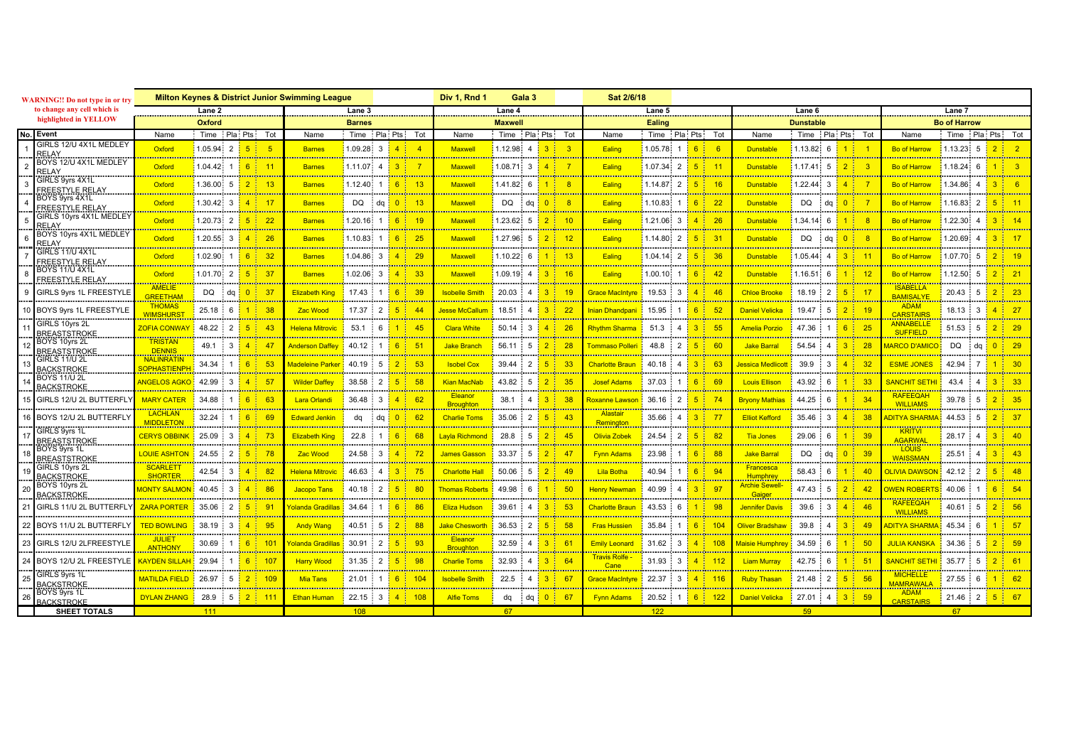WARNING!! Do not type in or try to change any cell which is highlighted in YELLOW

**Milton Keynes & District Junior Swimming League** — Div 1, Rnd 1 — Gala 3 — Sat 2/6/18

| No. | Event | Lane 2 Oxford Name | Time | Pla | Pts | Tot | Lane 3 Barnes Name | Time | Pla | Pts | Tot | Lane 4 Maxwell Name | Time | Pla | Pts | Tot | Lane 5 Ealing Name | Time | Pla | Pts | Tot | Lane 6 Dunstable Name | Time | Pla | Pts | Tot | Lane 7 Bo of Harrow Name | Time | Pla | Pts | Tot |
|---|---|---|---|---|---|---|---|---|---|---|---|---|---|---|---|---|---|---|---|---|---|---|---|---|---|---|---|---|---|---|---|
| 1 | GIRLS 12/U 4X1L MEDLEY RELAY | Oxford | 1.05.94 | 2 | 5 | 5 | Barnes | 1.09.28 | 3 | 4 | 4 | Maxwell | 1.12.98 | 4 | 3 | 3 | Ealing | 1.05.78 | 1 | 6 | 6 | Dunstable | 1.13.82 | 6 | 1 | 1 | Bo of Harrow | 1.13.23 | 5 | 2 | 2 |
| 2 | BOYS 12/U 4X1L MEDLEY RELAY | Oxford | 1.04.42 | 1 | 6 | 11 | Barnes | 1.11.07 | 4 | 3 | 7 | Maxwell | 1.08.71 | 3 | 4 | 7 | Ealing | 1.07.34 | 2 | 5 | 11 | Dunstable | 1.17.41 | 5 | 2 | 3 | Bo of Harrow | 1.18.24 | 6 | 1 | 3 |
| 3 | GIRLS 9yrs 4X1L FREESTYLE RELAY | Oxford | 1.36.00 | 5 | 2 | 13 | Barnes | 1.12.40 | 1 | 6 | 13 | Maxwell | 1.41.82 | 6 | 1 | 8 | Ealing | 1.14.87 | 2 | 5 | 16 | Dunstable | 1.22.44 | 3 | 4 | 7 | Bo of Harrow | 1.34.86 | 4 | 3 | 6 |
| 4 | BOYS 9yrs 4X1L FREESTYLE RELAY | Oxford | 1.30.42 | 3 | 4 | 17 | Barnes | DQ | dq | 0 | 13 | Maxwell | DQ | dq | 0 | 8 | Ealing | 1.10.83 | 1 | 6 | 22 | Dunstable | DQ | dq | 0 | 7 | Bo of Harrow | 1.16.83 | 2 | 5 | 11 |
| 5 | GIRLS 10yrs 4X1L MEDLEY RELAY | Oxford | 1.20.73 | 2 | 5 | 22 | Barnes | 1.20.16 | 1 | 6 | 19 | Maxwell | 1.23.62 | 5 | 2 | 10 | Ealing | 1.21.06 | 3 | 4 | 26 | Dunstable | 1.34.14 | 6 | 1 | 8 | Bo of Harrow | 1.22.30 | 4 | 3 | 14 |
| 6 | BOYS 10yrs 4X1L MEDLEY RELAY | Oxford | 1.20.55 | 3 | 4 | 26 | Barnes | 1.10.83 | 1 | 6 | 25 | Maxwell | 1.27.96 | 5 | 2 | 12 | Ealing | 1.14.80 | 2 | 5 | 31 | Dunstable | DQ | dq | 0 | 8 | Bo of Harrow | 1.20.69 | 4 | 3 | 17 |
| 7 | GIRLS 11/U 4X1L FREESTYLE RELAY | Oxford | 1.02.90 | 1 | 6 | 32 | Barnes | 1.04.86 | 3 | 4 | 29 | Maxwell | 1.10.22 | 6 | 1 | 13 | Ealing | 1.04.14 | 2 | 5 | 36 | Dunstable | 1.05.44 | 4 | 3 | 11 | Bo of Harrow | 1.07.70 | 5 | 2 | 19 |
| 8 | BOYS 11/U 4X1L FREESTYLE RELAY | Oxford | 1.01.70 | 2 | 5 | 37 | Barnes | 1.02.06 | 3 | 4 | 33 | Maxwell | 1.09.19 | 4 | 3 | 16 | Ealing | 1.00.10 | 1 | 6 | 42 | Dunstable | 1.16.51 | 6 | 1 | 12 | Bo of Harrow | 1.12.50 | 5 | 2 | 21 |
| 9 | GIRLS 9yrs 1L FREESTYLE | AMELIE GREETHAM | DQ | dq | 0 | 37 | Elizabeth King | 17.43 | 1 | 6 | 39 | Isobelle Smith | 20.03 | 4 | 3 | 19 | Grace MacIntyre | 19.53 | 3 | 4 | 46 | Chloe Brooke | 18.19 | 2 | 5 | 17 | ISABELLA BAMISALYE | 20.43 | 5 | 2 | 23 |
| 10 | BOYS 9yrs 1L FREESTYLE | THOMAS WIMSHURST | 25.18 | 6 | 1 | 38 | Zac Wood | 17.37 | 2 | 5 | 44 | Jesse McCallum | 18.51 | 4 | 3 | 22 | Inian Dhandpani | 15.95 | 1 | 6 | 52 | Daniel Velicka | 19.47 | 5 | 2 | 19 | ADAM CARSTAIRS | 18.13 | 3 | 4 | 27 |
| 11 | GIRLS 10yrs 2L BREASTSTROKE | ZOFIA CONWAY | 48.22 | 2 | 5 | 43 | Helena Mitrovic | 53.1 | 6 | 1 | 45 | Clara White | 50.14 | 3 | 4 | 26 | Rhythm Sharma | 51.3 | 4 | 3 | 55 | Amelia Porzio | 47.36 | 1 | 6 | 25 | ANNABELLE SUFFIELD | 51.53 | 5 | 2 | 29 |
| 12 | BOYS 10yrs 2L BREASTSTROKE | TRISTAN DENNIS | 49.1 | 3 | 4 | 47 | Anderson Daffey | 40.12 | 1 | 6 | 51 | Jake Branch | 56.11 | 5 | 2 | 28 | Tommaso Polleri | 48.8 | 2 | 5 | 60 | Jake Barral | 54.54 | 4 | 3 | 28 | MARCO D'AMICO | DQ | dq | 0 | 29 |
| 13 | GIRLS 11/U 2L BACKSTROKE | NALINRATIN SOPHASTIENPH | 34.34 | 1 | 6 | 53 | Madeleine Parker | 40.19 | 5 | 2 | 53 | Isobel Cox | 39.44 | 2 | 5 | 33 | Charlotte Braun | 40.18 | 4 | 3 | 63 | Jessica Medlicott | 39.9 | 3 | 4 | 32 | ESME JONES | 42.94 | 7 | 1 | 30 |
| 14 | BOYS 11/U 2L BACKSTROKE | ANGELOS AGKO | 42.99 | 3 | 4 | 57 | Wilder Daffey | 38.58 | 2 | 5 | 58 | Kian MacNab | 43.82 | 5 | 2 | 35 | Josef Adams | 37.03 | 1 | 6 | 69 | Louis Ellison | 43.92 | 6 | 1 | 33 | SANCHIT SETHI | 43.4 | 4 | 3 | 33 |
| 15 | GIRLS 12/U 2L BUTTERFLY | MARY CATER | 34.88 | 1 | 6 | 63 | Lara Orlandi | 36.48 | 3 | 4 | 62 | Eleanor Broughton | 38.1 | 4 | 3 | 38 | Roxanne Lawson | 36.16 | 2 | 5 | 74 | Bryony Mathias | 44.25 | 6 | 1 | 34 | RAFEEQAH WILLIAMS | 39.78 | 5 | 2 | 35 |
| 16 | BOYS 12/U 2L BUTTERFLY | LACHLAN MIDDLETON | 32.24 | 1 | 6 | 69 | Edward Jenkin | dq | dq | 0 | 62 | Charlie Toms | 35.06 | 2 | 5 | 43 | Alastair Remington | 35.66 | 4 | 3 | 77 | Elliot Kefford | 35.46 | 3 | 4 | 38 | ADITYA SHARMA | 44.53 | 5 | 2 | 37 |
| 17 | GIRLS 9yrs 1L BREASTSTROKE | CERYS OBBINK | 25.09 | 3 | 4 | 73 | Elizabeth King | 22.8 | 1 | 6 | 68 | Layla Richmond | 28.8 | 5 | 2 | 45 | Olivia Zobek | 24.54 | 2 | 5 | 82 | Tia Jones | 29.06 | 6 | 1 | 39 | KRITVI AGARWAL | 28.17 | 4 | 3 | 40 |
| 18 | BOYS 9yrs 1L BREASTSTROKE | LOUIE ASHTON | 24.55 | 2 | 5 | 78 | Zac Wood | 24.58 | 3 | 4 | 72 | James Gasson | 33.37 | 5 | 2 | 47 | Fynn Adams | 23.98 | 1 | 6 | 88 | Jake Barral | DQ | dq | 0 | 39 | LOUIS WAISSMAN | 25.51 | 4 | 3 | 43 |
| 19 | GIRLS 10yrs 2L BACKSTROKE | SCARLETT SHORTER | 42.54 | 3 | 4 | 82 | Helena Mitrovic | 46.63 | 4 | 3 | 75 | Charlotte Hall | 50.06 | 5 | 2 | 49 | Lila Botha | 40.94 | 1 | 6 | 94 | Francesca Humphrey | 58.43 | 6 | 1 | 40 | OLIVIA DAWSON | 42.12 | 2 | 5 | 48 |
| 20 | BOYS 10yrs 2L BACKSTROKE | MONTY SALMON | 40.45 | 3 | 4 | 86 | Jacopo Tans | 40.18 | 2 | 5 | 80 | Thomas Roberts | 49.98 | 6 | 1 | 50 | Henry Newman | 40.99 | 4 | 3 | 97 | Archie Sewell-Gaiger | 47.43 | 5 | 2 | 42 | OWEN ROBERTS | 40.06 | 1 | 6 | 54 |
| 21 | GIRLS 11/U 2L BUTTERFLY | ZARA PORTER | 35.06 | 2 | 5 | 91 | Yolanda Gradillas | 34.64 | 1 | 6 | 86 | Eliza Hudson | 39.61 | 4 | 3 | 53 | Charlotte Braun | 43.53 | 6 | 1 | 98 | Jennifer Davis | 39.6 | 3 | 4 | 46 | RAFEEQAH WILLIAMS | 40.61 | 5 | 2 | 56 |
| 22 | BOYS 11/U 2L BUTTERFLY | TED BOWLING | 38.19 | 3 | 4 | 95 | Andy Wang | 40.51 | 5 | 2 | 88 | Jake Chesworth | 36.53 | 2 | 5 | 58 | Fras Hussien | 35.84 | 1 | 6 | 104 | Oliver Bradshaw | 39.8 | 4 | 3 | 49 | ADITYA SHARMA | 45.34 | 6 | 1 | 57 |
| 23 | GIRLS 12/U 2LFREESTYLE | JULIET ANTHONY | 30.69 | 1 | 6 | 101 | Yolanda Gradillas | 30.91 | 2 | 5 | 93 | Eleanor Broughton | 32.59 | 4 | 3 | 61 | Emily Leonard | 31.62 | 3 | 4 | 108 | Maisie Humphrey | 34.59 | 6 | 1 | 50 | JULIA KANSKA | 34.36 | 5 | 2 | 59 |
| 24 | BOYS 12/U 2L FREESTYLE | KAYDEN SILLAH | 29.94 | 1 | 6 | 107 | Harry Wood | 31.35 | 2 | 5 | 98 | Charlie Toms | 32.93 | 4 | 3 | 64 | Travis Rolfe-Cane | 31.93 | 3 | 4 | 112 | Liam Murray | 42.75 | 6 | 1 | 51 | SANCHIT SETHI | 35.77 | 5 | 2 | 61 |
| 25 | GIRLS 9yrs 1L BACKSTROKE | MATILDA FIELD | 26.97 | 5 | 2 | 109 | Mia Tans | 21.01 | 1 | 6 | 104 | Isobelle Smith | 22.5 | 4 | 3 | 67 | Grace MacIntyre | 22.37 | 3 | 4 | 116 | Ruby Thasan | 21.48 | 2 | 5 | 56 | MICHELLE MAMRAWALA | 27.55 | 6 | 1 | 62 |
| 26 | BOYS 9yrs 1L BACKSTROKE | DYLAN ZHANG | 28.9 | 5 | 2 | 111 | Ethan Human | 22.15 | 3 | 4 | 108 | Alfie Toms | dq | dq | 0 | 67 | Fynn Adams | 20.52 | 1 | 6 | 122 | Daniel Velicka | 27.01 | 4 | 3 | 59 | ADAM CARSTAIRS | 21.46 | 2 | 5 | 67 |
| | **SHEET TOTALS** | 111 | | | | | 108 | | | | | 67 | | | | | 122 | | | | | 59 | | | | | 67 | | | | |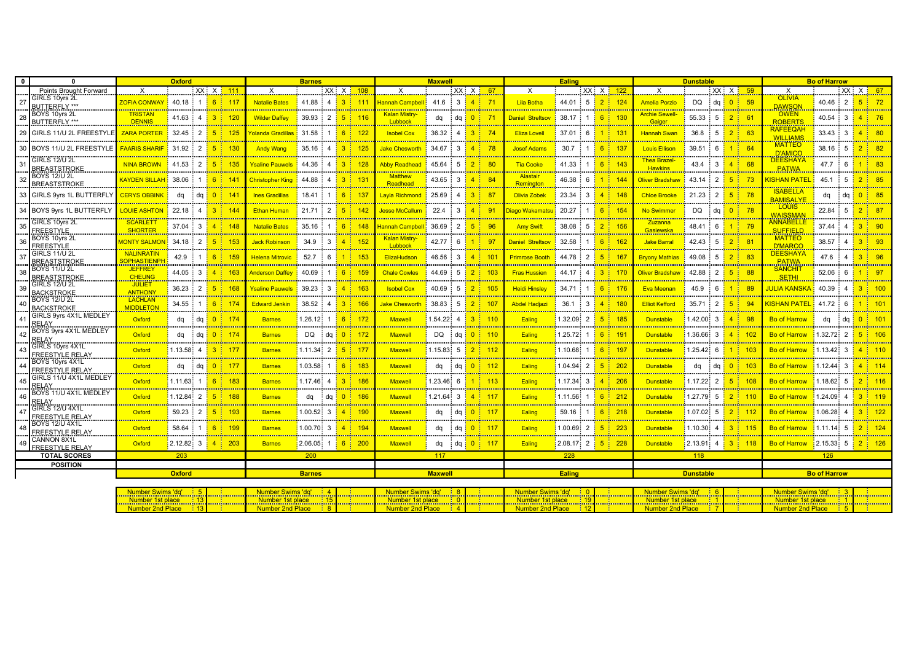| 0 | 0 | Oxford | | | | | Barnes | | | | | Maxwell | | | | | Ealing | | | | | Dunstable | | | | | Bo of Harrow | | | | |
|---|---|---|---|---|---|---|---|---|---|---|---|---|---|---|---|---|---|---|---|---|---|---|---|---|---|---|---|---|---|---|---|
| | Points Brought Forward | X | | XX | X | 111 | X | | XX | X | 108 | X | | XX | X | 67 | X | | XX | X | 122 | X | | XX | X | 59 | X | | XX | X | 67 |
| 27 | GIRLS 10yrs 2L BUTTERFLY *** | ZOFIA CONWAY | 40.18 | 1 | 6 | 117 | Natalie Bates | 41.88 | 4 | 3 | 111 | Hannah Campbell | 41.6 | 3 | 4 | 71 | Lila Botha | 44.01 | 5 | 2 | 124 | Amelia Porzio | DQ | dq | 0 | 59 | OLIVIA DAWSON | 40.46 | 2 | 5 | 72 |
| 28 | BOYS 10yrs 2L BUTTERFLY *** | TRISTAN DENNIS | 41.63 | 4 | 3 | 120 | Wilder Daffey | 39.93 | 2 | 5 | 116 | Kalan Mistry-Lubbock | dq | dq | 0 | 71 | Daniel Streltsov | 38.17 | 1 | 6 | 130 | Archie Sewell-Gaiger | 55.33 | 5 | 2 | 61 | OWEN ROBERTS | 40.54 | 3 | 4 | 76 |
| 29 | GIRLS 11/U 2L FREESTYLE | ZARA PORTER | 32.45 | 2 | 5 | 125 | Yolanda Gradillas | 31.58 | 1 | 6 | 122 | Isobel Cox | 36.32 | 4 | 3 | 74 | Eliza Lovell | 37.01 | 6 | 1 | 131 | Hannah Swan | 36.8 | 5 | 2 | 63 | RAFEEQAH WILLIAMS | 33.43 | 3 | 4 | 80 |
| 30 | BOYS 11/U 2L FREESTYLE | FAARIS SHARIF | 31.92 | 2 | 5 | 130 | Andy Wang | 35.16 | 4 | 3 | 125 | Jake Chesworth | 34.67 | 3 | 4 | 78 | Josef Adams | 30.7 | 1 | 6 | 137 | Louis Ellison | 39.51 | 6 | 1 | 64 | MATTEO D'AMICO | 38.16 | 5 | 2 | 82 |
| 31 | GIRLS 12/U 2L BREASTSTROKE | NINA BROWN | 41.53 | 2 | 5 | 135 | Ysaline Pauwels | 44.36 | 4 | 3 | 128 | Abby Readhead | 45.64 | 5 | 2 | 80 | Tia Cooke | 41.33 | 1 | 6 | 143 | Thea Brazel-Hawkins | 43.4 | 3 | 4 | 68 | DEESHAYA PATWA | 47.7 | 6 | 1 | 83 |
| 32 | BOYS 12/U 2L BREASTSTROKE | KAYDEN SILLAH | 38.06 | 1 | 6 | 141 | Christopher King | 44.88 | 4 | 3 | 131 | Matthew Readhead | 43.65 | 3 | 4 | 84 | Alastair Remington | 46.38 | 6 | 1 | 144 | Oliver Bradshaw | 43.14 | 2 | 5 | 73 | KISHAN PATEL | 45.1 | 5 | 2 | 85 |
| 33 | GIRLS 9yrs 1L BUTTERFLY | CERYS OBBINK | dq | dq | 0 | 141 | Ines Gradillas | 18.41 | 1 | 6 | 137 | Layla Richmond | 25.69 | 4 | 3 | 87 | Olivia Zobek | 23.34 | 3 | 4 | 148 | Chloe Brooke | 21.23 | 2 | 5 | 78 | ISABELLA BAMISALYE | dq | dq | 0 | 85 |
| 34 | BOYS 9yrs 1L BUTTERFLY | LOUIE ASHTON | 22.18 | 4 | 3 | 144 | Ethan Human | 21.71 | 2 | 5 | 142 | Jesse McCallum | 22.4 | 3 | 4 | 91 | Diago Wakamatsu | 20.27 | 1 | 6 | 154 | No Swimmer | DQ | dq | 0 | 78 | LOUIS WAISSMAN | 22.84 | 5 | 2 | 87 |
| 35 | GIRLS 10yrs 2L FREESTYLE | SCARLETT SHORTER | 37.04 | 3 | 4 | 148 | Natalie Bates | 35.16 | 1 | 6 | 148 | Hannah Campbell | 36.69 | 2 | 5 | 96 | Amy Swift | 38.08 | 5 | 2 | 156 | Zuzanna Gasiewska | 48.41 | 6 | 1 | 79 | ANNABELLE SUFFIELD | 37.44 | 4 | 3 | 90 |
| 36 | BOYS 10yrs 2L FREESTYLE | MONTY SALMON | 34.18 | 2 | 5 | 153 | Jack Robinson | 34.9 | 3 | 4 | 152 | Kalan Mistry-Lubbock | 42.77 | 6 | 1 | 97 | Daniel Streltsov | 32.58 | 1 | 6 | 162 | Jake Barral | 42.43 | 5 | 2 | 81 | MATTEO D'MARCO | 38.57 | 4 | 3 | 93 |
| 37 | GIRLS 11/U 2L BREASTSTROKE | NALINRATIN SOPHASTIENPH | 42.9 | 1 | 6 | 159 | Helena Mitrovic | 52.7 | 6 | 1 | 153 | ElizaHudson | 46.56 | 3 | 4 | 101 | Primrose Booth | 44.78 | 2 | 5 | 167 | Bryony Mathias | 49.08 | 5 | 2 | 83 | DEESHAYA PATWA | 47.6 | 4 | 3 | 96 |
| 38 | BOYS 11/U 2L BREASTSTROKE | JEFFREY CHEUNG | 44.05 | 3 | 4 | 163 | Anderson Daffey | 40.69 | 1 | 6 | 159 | Chale Cowles | 44.69 | 5 | 2 | 103 | Fras Hussien | 44.17 | 4 | 3 | 170 | Oliver Bradshaw | 42.88 | 2 | 5 | 88 | SANCHIT SETHI | 52.06 | 6 | 1 | 97 |
| 39 | GIRLS 12/U 2L BACKSTROKE | JULIET ANTHONY | 36.23 | 2 | 5 | 168 | Ysaline Pauwels | 39.23 | 3 | 4 | 163 | Isobel Cox | 40.69 | 5 | 2 | 105 | Heidi Hinsley | 34.71 | 1 | 6 | 176 | Eva Meenan | 45.9 | 6 | 1 | 89 | JULIA KANSKA | 40.39 | 4 | 3 | 100 |
| 40 | BOYS 12/U 2L BACKSTROKE | LACHLAN MIDDLETON | 34.55 | 1 | 6 | 174 | Edward Jenkin | 38.52 | 4 | 3 | 166 | Jake Chesworth | 38.83 | 5 | 2 | 107 | Abdel Hadjazi | 36.1 | 3 | 4 | 180 | Elliot Kefford | 35.71 | 2 | 5 | 94 | KISHAN PATEL | 41.72 | 6 | 1 | 101 |
| 41 | GIRLS 9yrs 4X1L MEDLEY RELAY | Oxford | dq | dq | 0 | 174 | Barnes | 1.26.12 | 1 | 6 | 172 | Maxwell | 1.54.22 | 4 | 3 | 110 | Ealing | 1.32.09 | 2 | 5 | 185 | Dunstable | 1.42.00 | 3 | 4 | 98 | Bo of Harrow | dq | dq | 0 | 101 |
| 42 | BOYS 9yrs 4X1L MEDLEY RELAY | Oxford | dq | dq | 0 | 174 | Barnes | DQ | dq | 0 | 172 | Maxwell | DQ | dq | 0 | 110 | Ealing | 1.25.72 | 1 | 6 | 191 | Dunstable | 1.36.66 | 3 | 4 | 102 | Bo of Harrow | 1.32.72 | 2 | 5 | 106 |
| 43 | GIRLS 10yrs 4X1L FREESTYLE RELAY | Oxford | 1.13.58 | 4 | 3 | 177 | Barnes | 1.11.34 | 2 | 5 | 177 | Maxwell | 1.15.83 | 5 | 2 | 112 | Ealing | 1.10.68 | 1 | 6 | 197 | Dunstable | 1.25.42 | 6 | 1 | 103 | Bo of Harrow | 1.13.42 | 3 | 4 | 110 |
| 44 | BOYS 10yrs 4X1L FREESTYLE RELAY | Oxford | dq | dq | 0 | 177 | Barnes | 1.03.58 | 1 | 6 | 183 | Maxwell | dq | dq | 0 | 112 | Ealing | 1.04.94 | 2 | 5 | 202 | Dunstable | dq | dq | 0 | 103 | Bo of Harrow | 1.12.44 | 3 | 4 | 114 |
| 45 | GIRLS 11/U 4X1L MEDLEY RELAY | Oxford | 1.11.63 | 1 | 6 | 183 | Barnes | 1.17.46 | 4 | 3 | 186 | Maxwell | 1.23.46 | 6 | 1 | 113 | Ealing | 1.17.34 | 3 | 4 | 206 | Dunstable | 1.17.22 | 2 | 5 | 108 | Bo of Harrow | 1.18.62 | 5 | 2 | 116 |
| 46 | BOYS 11/U 4X1L MEDLEY RELAY | Oxford | 1.12.84 | 2 | 5 | 188 | Barnes | dq | dq | 0 | 186 | Maxwell | 1.21.64 | 3 | 4 | 117 | Ealing | 1.11.56 | 1 | 6 | 212 | Dunstable | 1.27.79 | 5 | 2 | 110 | Bo of Harrow | 1.24.09 | 4 | 3 | 119 |
| 47 | GIRLS 12/U 4X1L FREESTYLE RELAY | Oxford | 59.23 | 2 | 5 | 193 | Barnes | 1.00.52 | 3 | 4 | 190 | Maxwell | dq | dq | 0 | 117 | Ealing | 59.16 | 1 | 6 | 218 | Dunstable | 1.07.02 | 5 | 2 | 112 | Bo of Harrow | 1.06.28 | 4 | 3 | 122 |
| 48 | BOYS 12/U 4X1L FREESTYLE RELAY | Oxford | 58.64 | 1 | 6 | 199 | Barnes | 1.00.70 | 3 | 4 | 194 | Maxwell | dq | dq | 0 | 117 | Ealing | 1.00.69 | 2 | 5 | 223 | Dunstable | 1.10.30 | 4 | 3 | 115 | Bo of Harrow | 1.11.14 | 5 | 2 | 124 |
| 49 | CANNON 8X1L FREESTYLE RELAY | Oxford | 2.12.82 | 3 | 4 | 203 | Barnes | 2.06.05 | 1 | 6 | 200 | Maxwell | dq | dq | 0 | 117 | Ealing | 2.08.17 | 2 | 5 | 228 | Dunstable | 2.13.91 | 4 | 3 | 118 | Bo of Harrow | 2.15.33 | 5 | 2 | 126 |
| | TOTAL SCORES | 203 | | | | | 200 | | | | | 117 | | | | | 228 | | | | | 118 | | | | | 126 | | | | |
| | POSITION | | | | | | | | | | | | | | | | | | | | | | | | | | | | | | |
| | | Oxford | | | | | Barnes | | | | | Maxwell | | | | | Ealing | | | | | Dunstable | | | | | Bo of Harrow | | | | |

| | Oxford | | Barnes | | Maxwell | | Ealing | | Dunstable | | Bo of Harrow | |
|---|---|---|---|---|---|---|---|---|---|---|---|---|
| | Number Swims 'dq' | 5 | Number Swims 'dq' | 4 | Number Swims 'dq' | 8 | Number Swims 'dq' | 0 | Number Swims 'dq' | 6 | Number Swims 'dq' | 3 |
| | Number 1st place | 13 | Number 1st place | 15 | Number 1st place | 0 | Number 1st place | 19 | Number 1st place | 1 | Number 1st place | 1 |
| | Number 2nd Place | 13 | Number 2nd Place | 8 | Number 2nd Place | 4 | Number 2nd Place | 12 | Number 2nd Place | 7 | Number 2nd Place | 5 |